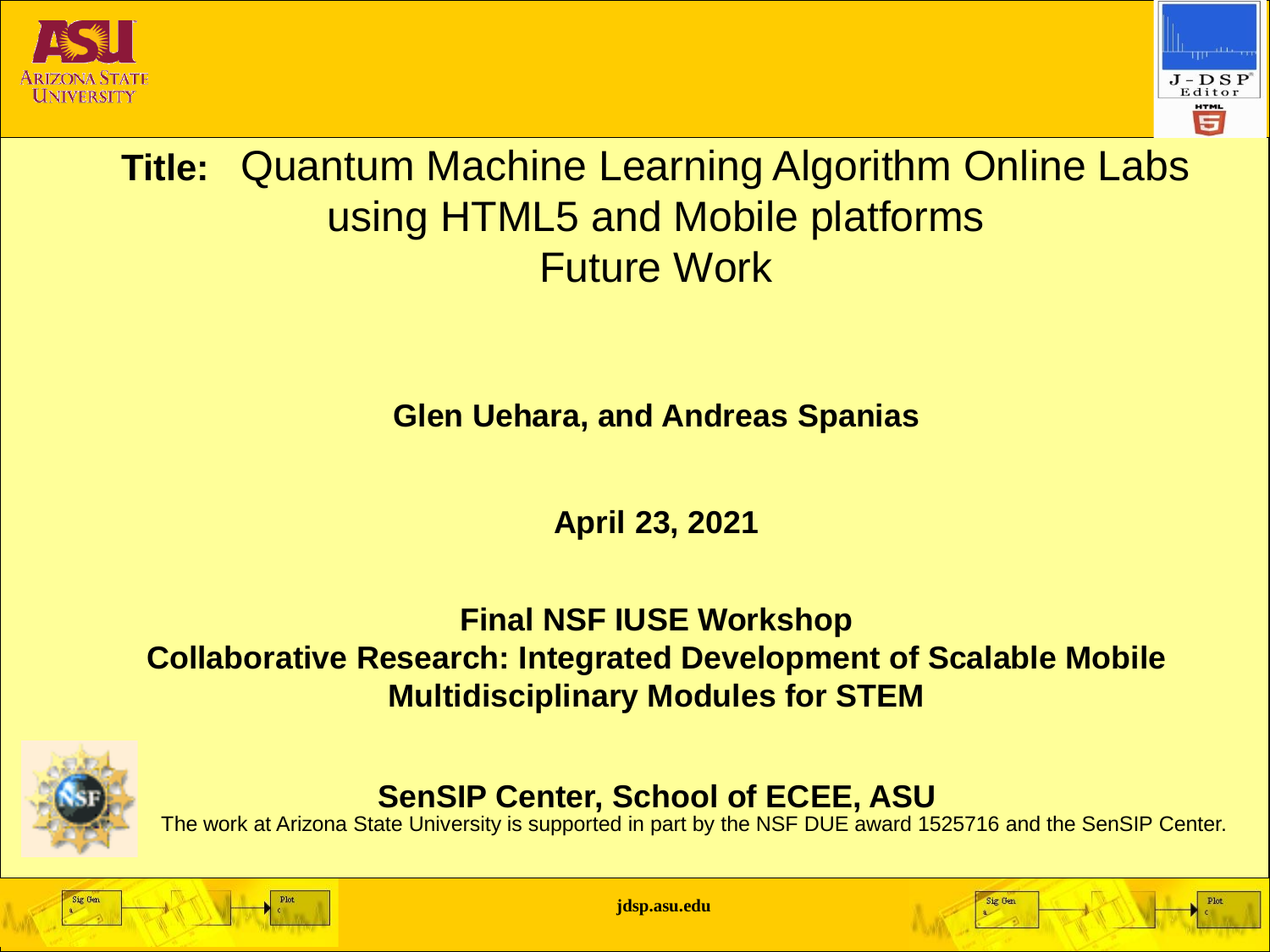# **Title:** Quantum Machine Learning Algorithm Online Labs using HTML5 and Mobile platforms Future Work

**Glen Uehara, and Andreas Spanias**

**April 23, 2021**

**Final NSF IUSE Workshop**
**Collaborative Research: Integrated Development of Scalable Mobile Multidisciplinary Modules for STEM**

**SenSIP Center, School of ECEE, ASU**

The work at Arizona State University is supported in part by the NSF DUE award 1525716 and the SenSIP Center.

**jdsp.asu.edu**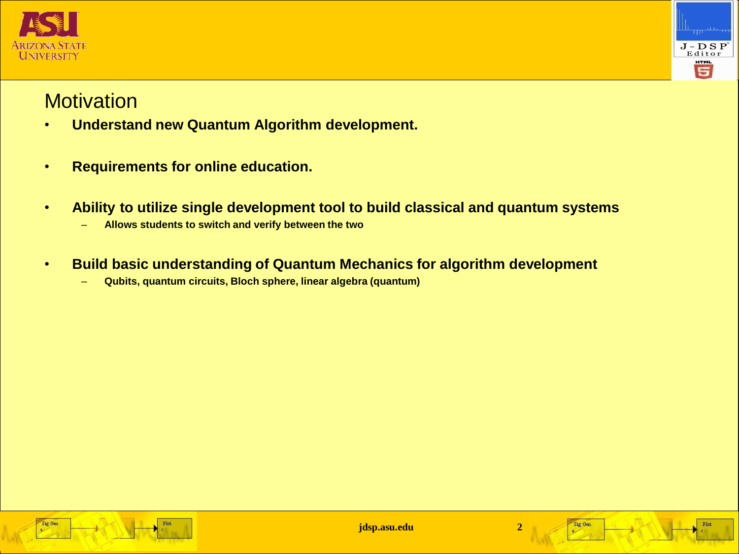## Motivation

- **Understand new Quantum Algorithm development.**
- **Requirements for online education.**
- **Ability to utilize single development tool to build classical and quantum systems**
  - **Allows students to switch and verify between the two**
- **Build basic understanding of Quantum Mechanics for algorithm development**
  - **Qubits, quantum circuits, Bloch sphere, linear algebra (quantum)**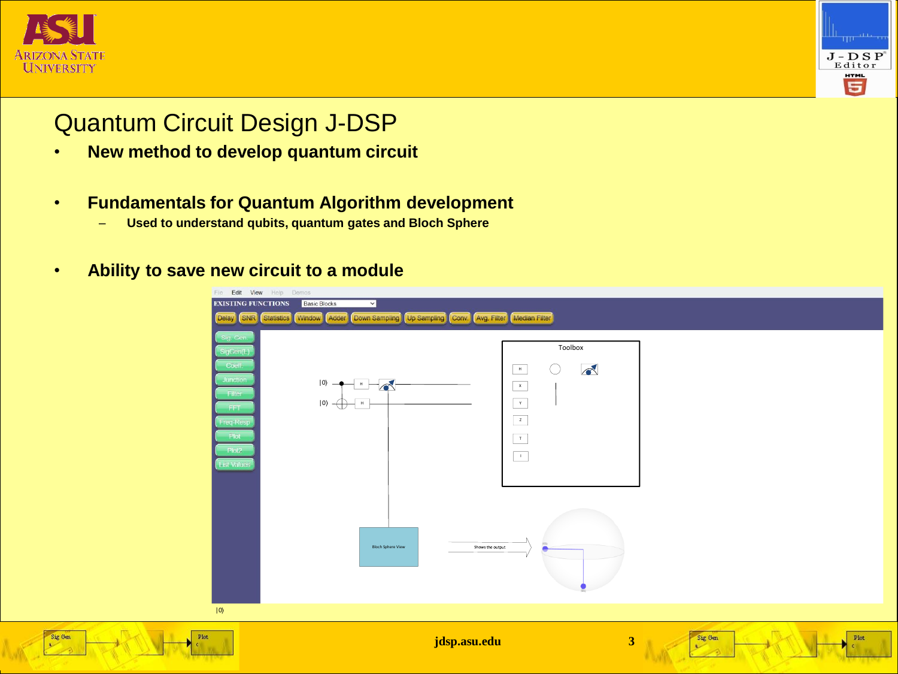# Quantum Circuit Design J-DSP

- **New method to develop quantum circuit**
- **Fundamentals for Quantum Algorithm development**
  - **Used to understand qubits, quantum gates and Bloch Sphere**
- **Ability to save new circuit to a module**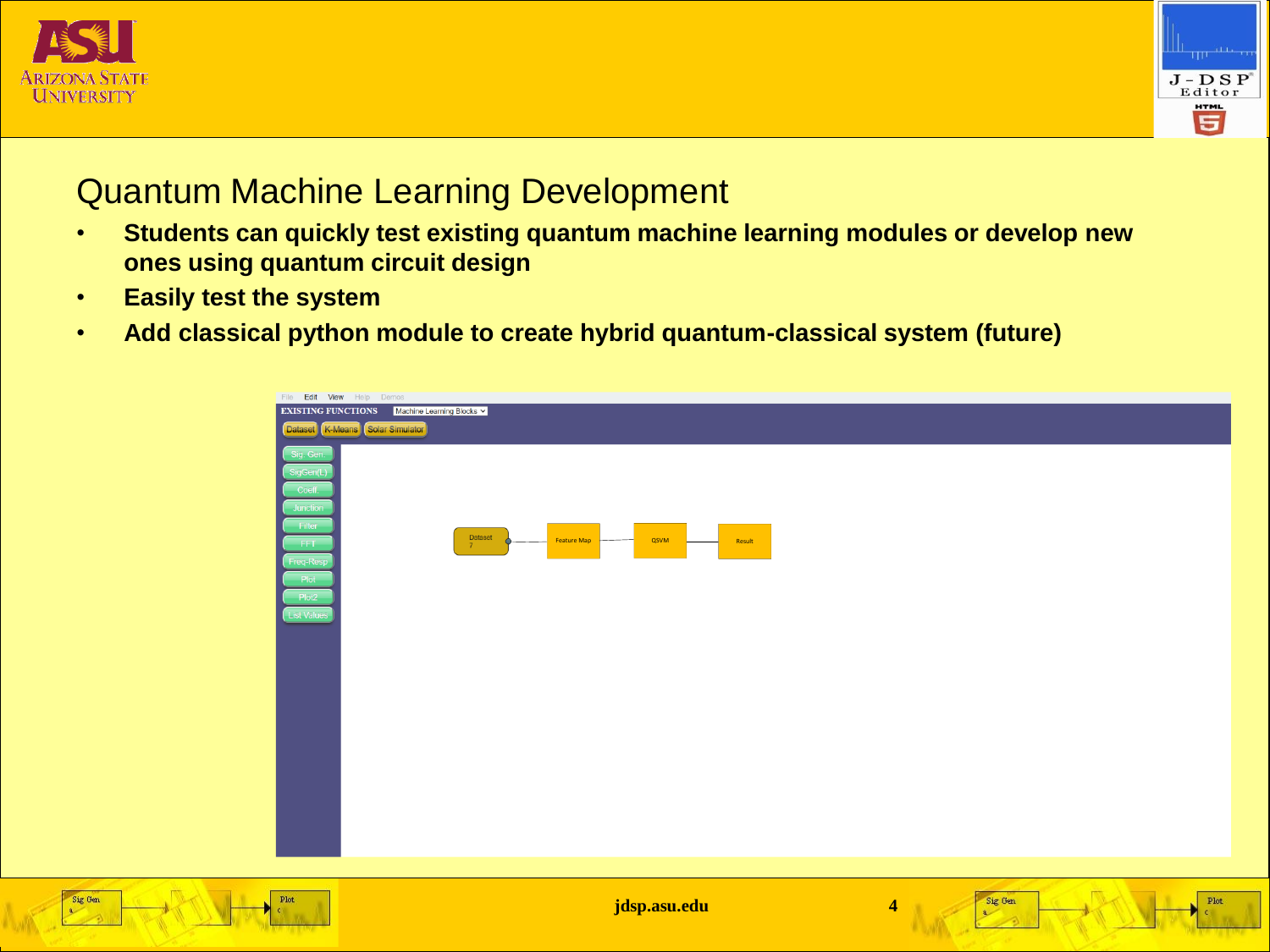# Quantum Machine Learning Development

- **Students can quickly test existing quantum machine learning modules or develop new ones using quantum circuit design**
- **Easily test the system**
- **Add classical python module to create hybrid quantum-classical system (future)**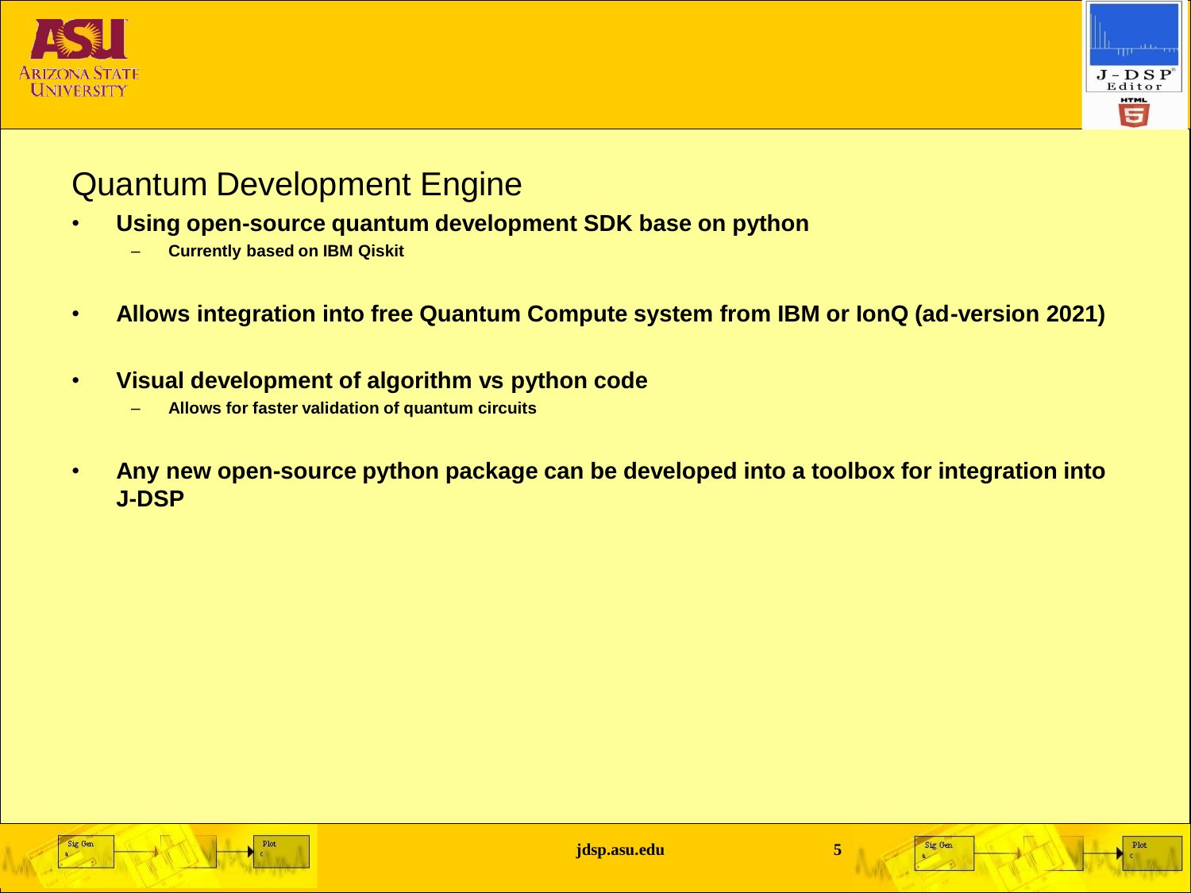# Quantum Development Engine

- **Using open-source quantum development SDK base on python**
  - **Currently based on IBM Qiskit**
- **Allows integration into free Quantum Compute system from IBM or IonQ (ad-version 2021)**
- **Visual development of algorithm vs python code**
  - **Allows for faster validation of quantum circuits**
- **Any new open-source python package can be developed into a toolbox for integration into J-DSP**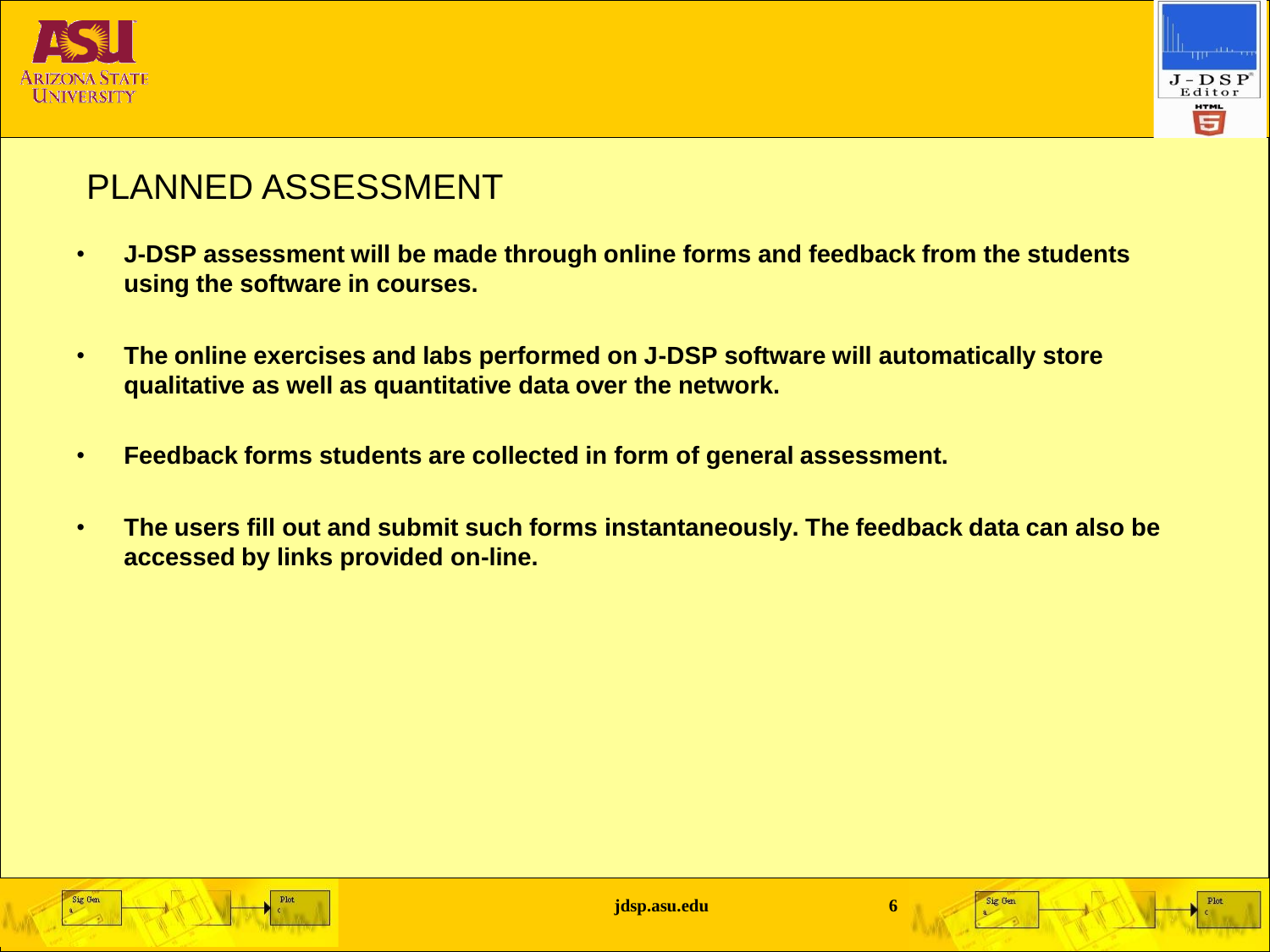# PLANNED ASSESSMENT

- **J-DSP assessment will be made through online forms and feedback from the students using the software in courses.**
- **The online exercises and labs performed on J-DSP software will automatically store qualitative as well as quantitative data over the network.**
- **Feedback forms students are collected in form of general assessment.**
- **The users fill out and submit such forms instantaneously. The feedback data can also be accessed by links provided on-line.**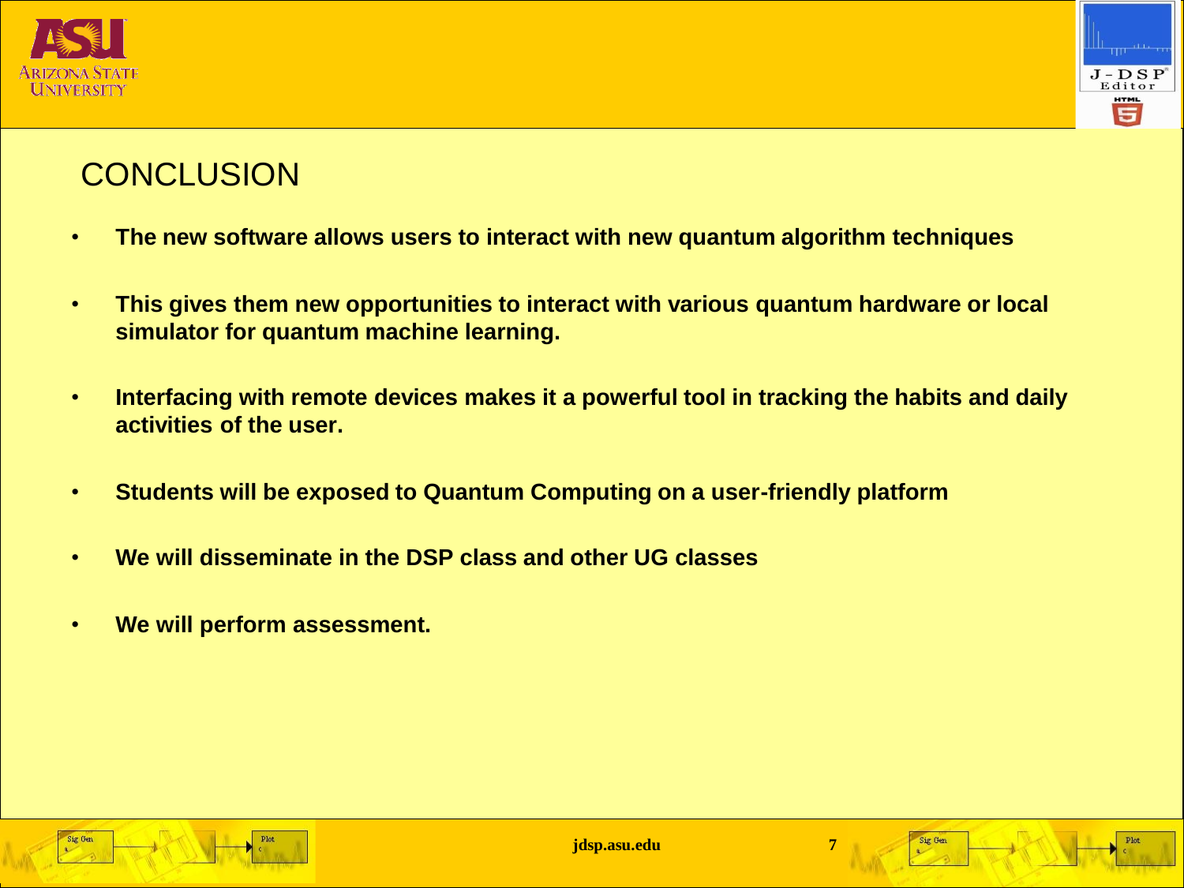# CONCLUSION

- **The new software allows users to interact with new quantum algorithm techniques**
- **This gives them new opportunities to interact with various quantum hardware or local simulator for quantum machine learning.**
- **Interfacing with remote devices makes it a powerful tool in tracking the habits and daily activities of the user.**
- **Students will be exposed to Quantum Computing on a user-friendly platform**
- **We will disseminate in the DSP class and other UG classes**
- **We will perform assessment.**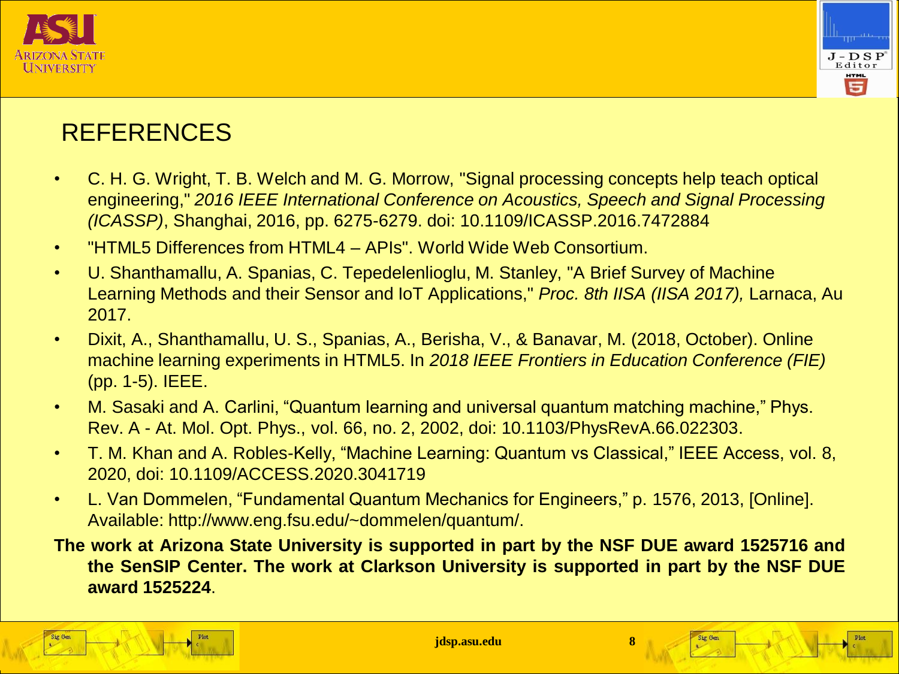# REFERENCES

- C. H. G. Wright, T. B. Welch and M. G. Morrow, "Signal processing concepts help teach optical engineering," *2016 IEEE International Conference on Acoustics, Speech and Signal Processing (ICASSP)*, Shanghai, 2016, pp. 6275-6279. doi: 10.1109/ICASSP.2016.7472884
- "HTML5 Differences from HTML4 – APIs". World Wide Web Consortium.
- U. Shanthamallu, A. Spanias, C. Tepedelenlioglu, M. Stanley, "A Brief Survey of Machine Learning Methods and their Sensor and IoT Applications," *Proc. 8th IISA (IISA 2017),* Larnaca, Au 2017.
- Dixit, A., Shanthamallu, U. S., Spanias, A., Berisha, V., & Banavar, M. (2018, October). Online machine learning experiments in HTML5. In *2018 IEEE Frontiers in Education Conference (FIE)* (pp. 1-5). IEEE.
- M. Sasaki and A. Carlini, "Quantum learning and universal quantum matching machine," Phys. Rev. A - At. Mol. Opt. Phys., vol. 66, no. 2, 2002, doi: 10.1103/PhysRevA.66.022303.
- T. M. Khan and A. Robles-Kelly, "Machine Learning: Quantum vs Classical," IEEE Access, vol. 8, 2020, doi: 10.1109/ACCESS.2020.3041719
- L. Van Dommelen, "Fundamental Quantum Mechanics for Engineers," p. 1576, 2013, [Online]. Available: http://www.eng.fsu.edu/~dommelen/quantum/.

**The work at Arizona State University is supported in part by the NSF DUE award 1525716 and the SenSIP Center. The work at Clarkson University is supported in part by the NSF DUE award 1525224**.